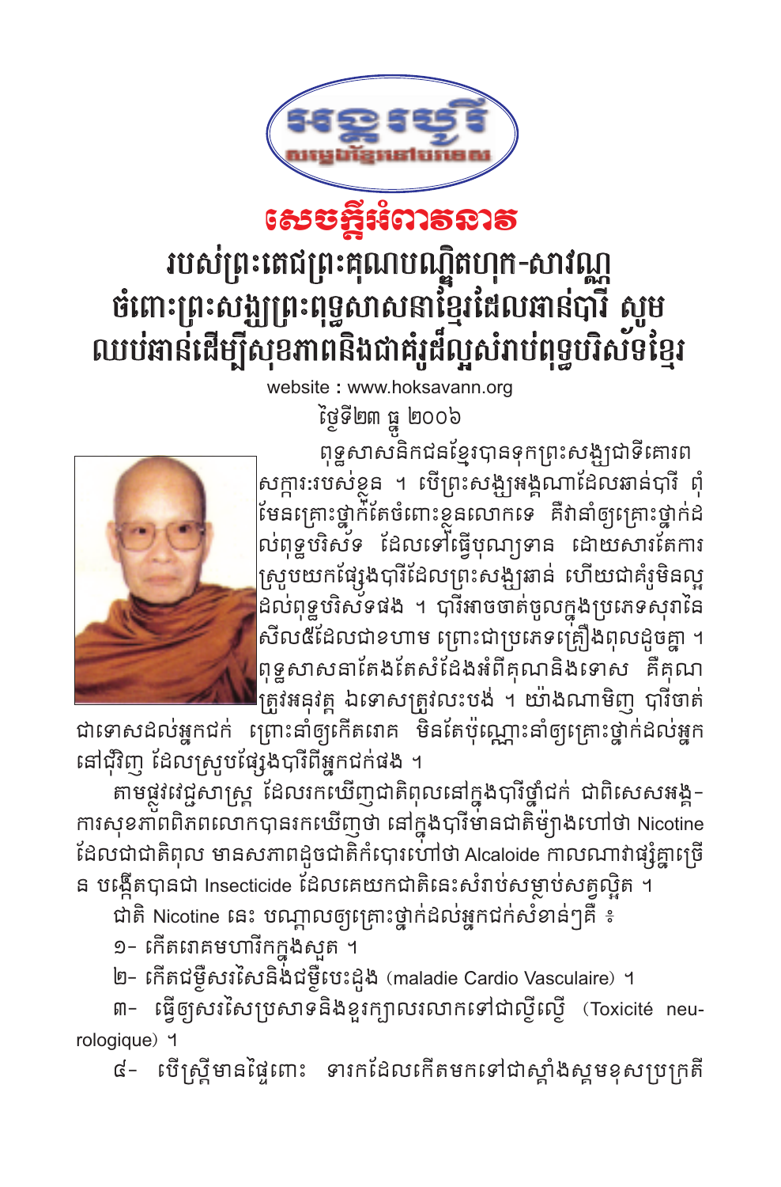# សេចក្តីអំពាវនាវ

## របស់ព្រះតេជព្រះគុណបណ្ឌិតហុក-សាវណ្ណ ចំពោះព្រះសង្ឃព្រះពុទ្ធសាសនាខ្មែរដែលឆាន់បារី សូម ឈប់ឆាន់ដើម្បីសុខភាពនិងជាគំរូដ៏ល្អសំរាប់ពុទ្ធបរិស័ទខ្មែរ

website : www.hoksavann.org

ថ្ងៃទី២៣ ធ្នូ ២០០៦

ពុទ្ធសាសនិកជនខ្មែរបានទុកព្រះសង្ឃជាទីគោរព សក្ការៈរបស់ខ្លួន ។ បើព្រះសង្ឃអង្គណាដែលឆាន់បារី ពុំមែនគ្រោះថ្នាក់តែចំពោះខ្លួនលោកទេ គឺវានាំឲ្យគ្រោះថ្នាក់ដល់ពុទ្ធបរិស័ទ ដែលទៅធ្វើបុណ្យទាន ដោយសារតែការស្រូបយកផ្សែងបារីដែលព្រះសង្ឃឆាន់ ហើយជាគំរូមិនល្អដល់ពុទ្ធបរិស័ទផង ។ បារីអាចចាត់ចូលក្នុងប្រភេទសុរាផែសីល៥ដែលជាខហាម ព្រោះជាប្រភេទគ្រឿងពុលដូចគ្នា ។ ពុទ្ធសាសនាតែងតែសំដែងអំពីគុណនិងទោស គឺគុណត្រូវអនុវត្ត ឯទោសត្រូវលះបង់ ។ យ៉ាងណាមិញ បារីចាត់ជាទោសដល់អ្នកជក់ ព្រោះនាំឲ្យកើតរោគ មិនតែប៉ុណ្ណោះនាំឲ្យគ្រោះថ្នាក់ដល់អ្នកនៅជុំវិញ ដែលស្រូបផ្សែងបារីពីអ្នកជក់ផង ។

តាមផ្លូវវេជ្ជសាស្ត្រ ដែលរកឃើញជាតិពុលនៅក្នុងបារីថ្នាំជក់ ជាពិសេសអង្គការសុខភាពពិភពលោកបានរកឃើញថា នៅក្នុងបារីមានជាតិម្យ៉ាងហៅថា Nicotine ដែលជាជាតិពុល មានសភាពដូចជាតិកំបោរហៅថា Alcaloide កាលណាវាផ្សំគ្នាច្រើន បង្កើតបានជា Insecticide ដែលគេយកជាតិនេះសំរាប់សម្លាប់សត្វល្អិត ។

ជាតិ Nicotine នេះ បណ្តាលឲ្យគ្រោះថ្នាក់ដល់អ្នកជក់សំខាន់ៗគឺ ៖

១- កើតរោគមហារីកក្នុងសួត ។

២- កើតជម្ងឺសរសៃនិងជម្ងឺបេះដូង (maladie Cardio Vasculaire) ។

៣- ធ្វើឲ្យសរសៃប្រសាទនិងខួរក្បាលរលាកទៅជាល្ងីល្ងើ (Toxicité neurologique) ។

៤- បើស្ត្រីមានផ្ទៃពោះ ទារកដែលកើតមកទៅជាស្គាំងស្គមខុសប្រក្រតី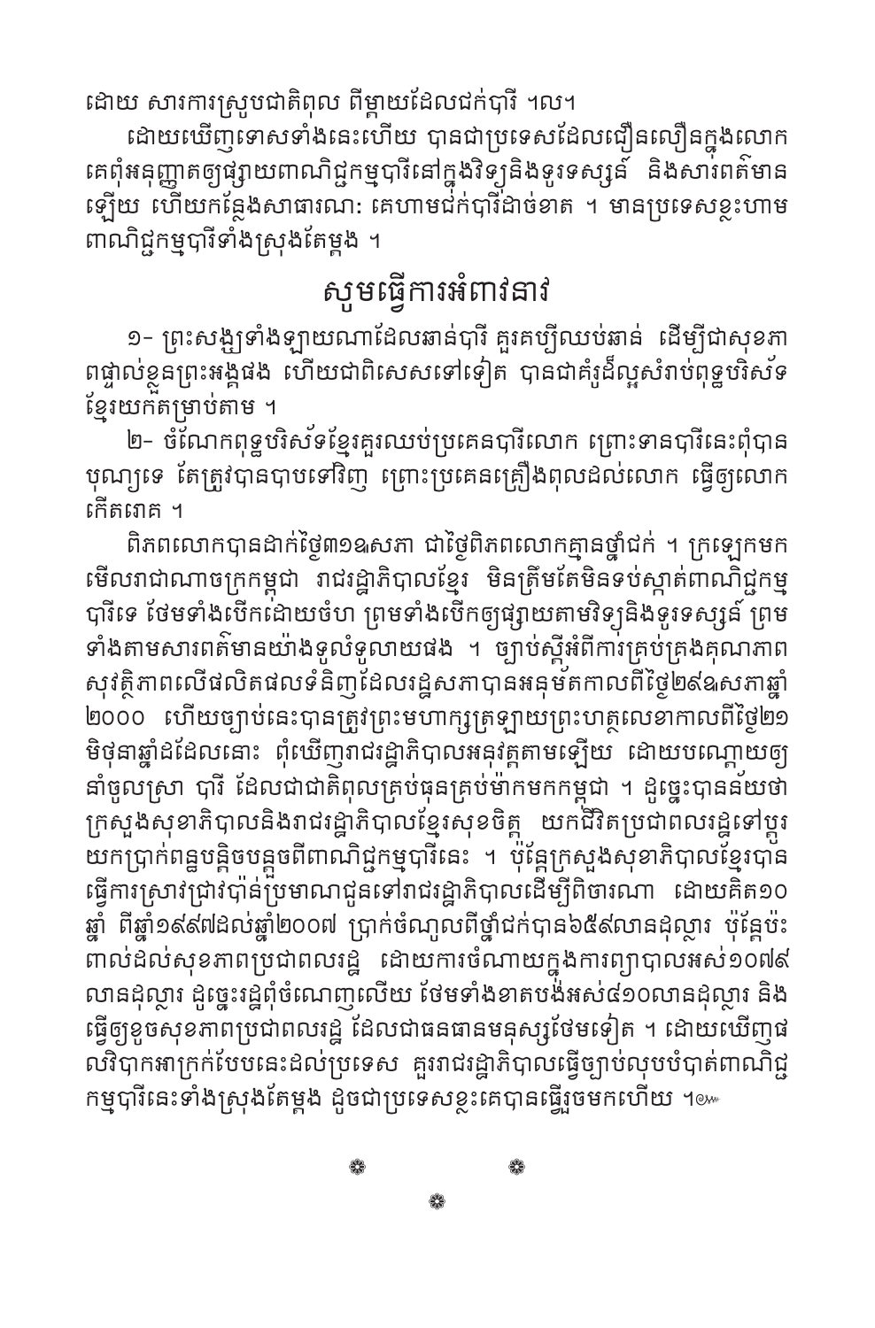ដោយ សារការស្រូបជាតិពុល ពីម្តាយដែលជក់បារី ។ល។

ដោយឃើញទោសទាំងនេះហើយ បានជាប្រទេសដែលជឿនលឿនក្នុងលោក គេពុំអនុញ្ញាតឲ្យផ្សាយពាណិជ្ជកម្មបារីនៅក្នុងវិទ្យុនិងទូរទស្សន៍ និងសារព័ត៌មានឡើយ ហើយកន្លែងសាធារណៈ គេហាមជក់បារីដាច់ខាត ។ មានប្រទេសខ្លះហាមពាណិជ្ជកម្មបារីទាំងស្រុងតែម្តង ។

## សូមធ្វើការអំពាវនាវ

១- ព្រះសង្ឃទាំងឡាយណាដែលឆាន់បារី គួរគប្បីឈប់ឆាន់ ដើម្បីជាសុខភាពផ្ទាល់ខ្លួនព្រះអង្គផង ហើយជាពិសេសទៅទៀត បានជាគំរូដ៏ល្អសំរាប់ពុទ្ធបរិស័ទខ្មែរយកតម្រាប់តាម ។

២- ចំណែកពុទ្ធបរិស័ទខ្មែរគួរឈប់ប្រគេនបារីលោក ព្រោះទានបារីនេះពុំបានបុណ្យទេ តែត្រូវបានបាបទៅវិញ ព្រោះប្រគេនគ្រឿងពុលដល់លោក ធ្វើឲ្យលោកកើតរោគ ។

ពិភពលោកបានដាក់ថ្ងៃ៣១ឧសភា ជាថ្ងៃពិភពលោកគ្មានថ្នាំជក់ ។ ក្រឡេកមកមើលរាជាណាចក្រកម្ពុជា រាជរដ្ឋាភិបាលខ្មែរ មិនត្រឹមតែមិនទប់ស្កាត់ពាណិជ្ជកម្មបារីទេ ថែមទាំងបើកដោយចំហ ព្រមទាំងបើកឲ្យផ្សាយតាមវិទ្យុនិងទូរទស្សន៍ ព្រមទាំងតាមសារព័ត៌មានយ៉ាងទូលំទូលាយផង ។ ច្បាប់ស្តីអំពីការគ្រប់គ្រងគុណភាពសុវត្ថិភាពលើផលិតផលទំនិញដែលរដ្ឋសភាបានអនុម័តកាលពីថ្ងៃ២៩ឧសភាឆ្នាំ ២០០០ ហើយច្បាប់នេះបានត្រូវព្រះមហាក្សត្រឡាយព្រះហត្ថលេខាកាលពីថ្ងៃ២១ មិថុនាឆ្នាំដដែលនោះ ពុំឃើញរាជរដ្ឋាភិបាលអនុវត្តតាមឡើយ ដោយបណ្តោយឲ្យនាំចូលស្រា បារី ដែលជាជាតិពុលគ្រប់ធុនគ្រប់ម៉ាកមកកម្ពុជា ។ ដូច្នេះបានន័យថា ក្រសួងសុខាភិបាលនិងរាជរដ្ឋាភិបាលខ្មែរសុខចិត្ត យកជីវិតប្រជាពលរដ្ឋទៅប្តូរយកប្រាក់ពន្ធបន្តិចបន្តួចពីពាណិជ្ជកម្មបារីនេះ ។ ប៉ុន្តែក្រសួងសុខាភិបាលខ្មែរបានធ្វើការស្រាវជ្រាវប៉ាន់ប្រមាណជូនទៅរាជរដ្ឋាភិបាលដើម្បីពិចារណា ដោយគិត១០ឆ្នាំ ពីឆ្នាំ១៩៩៧ដល់ឆ្នាំ២០០៧ ប្រាក់ចំណូលពីថ្នាំជក់បាន៦៥៩លានដុល្លារ ប៉ុន្តែប៉ះពាល់ដល់សុខភាពប្រជាពលរដ្ឋ ដោយការចំណាយក្នុងការព្យាបាលអស់១០៧៩ លានដុល្លារ ដូច្នេះរដ្ឋពុំចំណេញលើយ ថែមទាំងខាតបង់អស់៤១០លានដុល្លារ និងធ្វើឲ្យខូចសុខភាពប្រជាពលរដ្ឋ ដែលជាធនធានមនុស្សថែមទៀត ។ ដោយឃើញផលវិបាកអាក្រក់បែបនេះដល់ប្រទេស គួររាជរដ្ឋាភិបាលធ្វើច្បាប់លុបបំបាត់ពាណិជ្ជកម្មបារីនេះទាំងស្រុងតែម្តង ដូចជាប្រទេសខ្លះគេបានធ្វើរួចមកហើយ ។

❁ ❁
❁